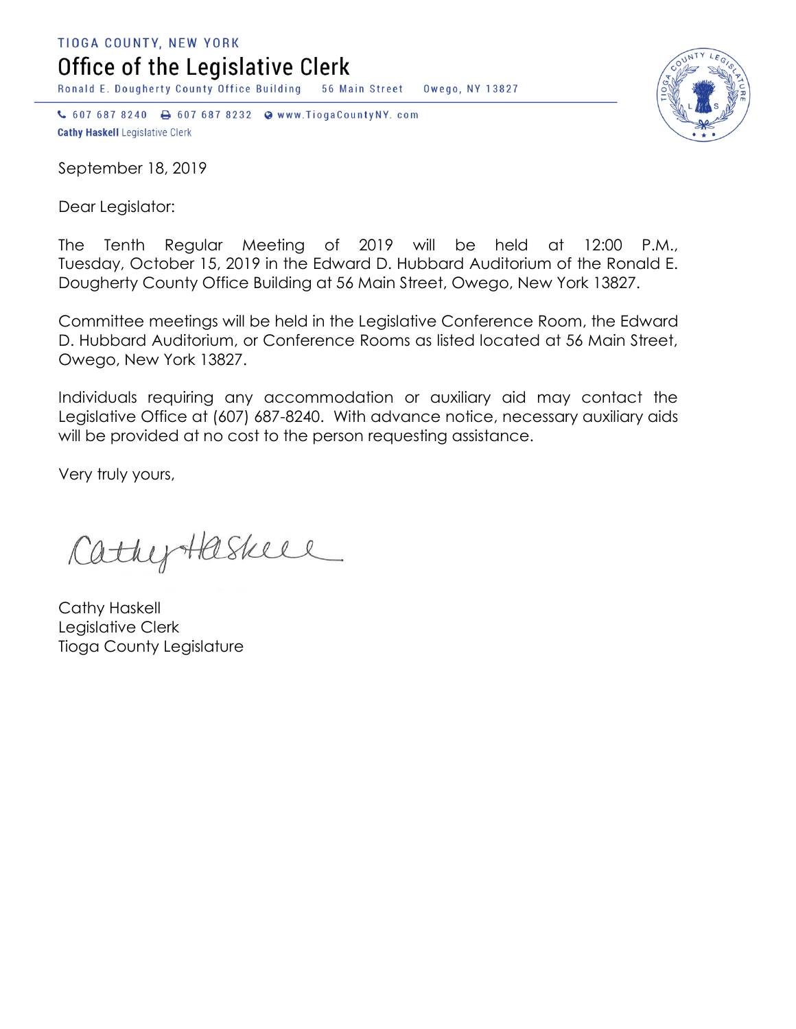TIOGA COUNTY, NEW YORK

# Office of the Legislative Clerk

Ronald E. Dougherty County Office Building 56 Main Street Owego, NY 13827

607 687 8240 607 687 8232 www.TiogaCountyNY.com

**Cathy Haskell** Legislative Clerk

September 18, 2019

Dear Legislator:

The Tenth Regular Meeting of 2019 will be held at 12:00 P.M., Tuesday, October 15, 2019 in the Edward D. Hubbard Auditorium of the Ronald E. Dougherty County Office Building at 56 Main Street, Owego, New York 13827.

Committee meetings will be held in the Legislative Conference Room, the Edward D. Hubbard Auditorium, or Conference Rooms as listed located at 56 Main Street, Owego, New York 13827.

Individuals requiring any accommodation or auxiliary aid may contact the Legislative Office at (607) 687-8240. With advance notice, necessary auxiliary aids will be provided at no cost to the person requesting assistance.

Very truly yours,

Cathy Haskell

Cathy Haskell
Legislative Clerk
Tioga County Legislature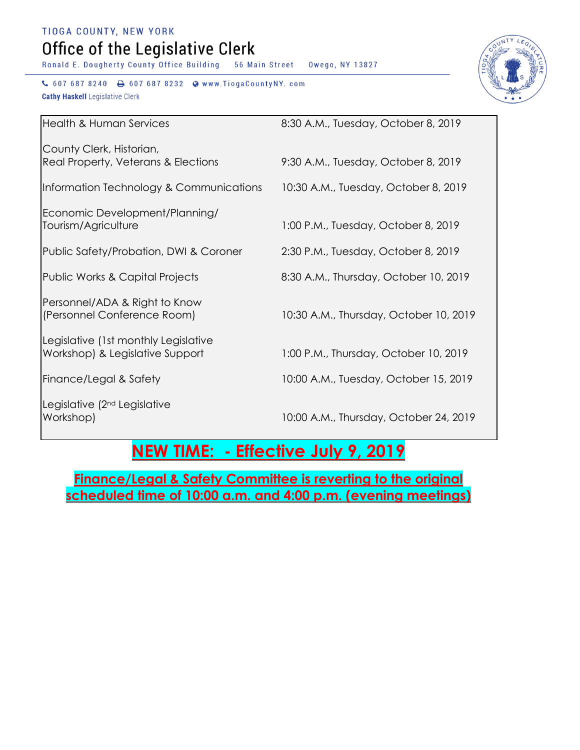TIOGA COUNTY, NEW YORK

# Office of the Legislative Clerk

Ronald E. Dougherty County Office Building 56 Main Street Owego, NY 13827

607 687 8240 607 687 8232 www.TiogaCountyNY.com

**Cathy Haskell** Legislative Clerk

| | |
|---|---|
| Health & Human Services | 8:30 A.M., Tuesday, October 8, 2019 |
| County Clerk, Historian, Real Property, Veterans & Elections | 9:30 A.M., Tuesday, October 8, 2019 |
| Information Technology & Communications | 10:30 A.M., Tuesday, October 8, 2019 |
| Economic Development/Planning/ Tourism/Agriculture | 1:00 P.M., Tuesday, October 8, 2019 |
| Public Safety/Probation, DWI & Coroner | 2:30 P.M., Tuesday, October 8, 2019 |
| Public Works & Capital Projects | 8:30 A.M., Thursday, October 10, 2019 |
| Personnel/ADA & Right to Know (Personnel Conference Room) | 10:30 A.M., Thursday, October 10, 2019 |
| Legislative (1st monthly Legislative Workshop) & Legislative Support | 1:00 P.M., Thursday, October 10, 2019 |
| Finance/Legal & Safety | 10:00 A.M., Tuesday, October 15, 2019 |
| Legislative (2nd Legislative Workshop) | 10:00 A.M., Thursday, October 24, 2019 |

## NEW TIME: - Effective July 9, 2019

**Finance/Legal & Safety Committee is reverting to the original scheduled time of 10:00 a.m. and 4:00 p.m. (evening meetings)**